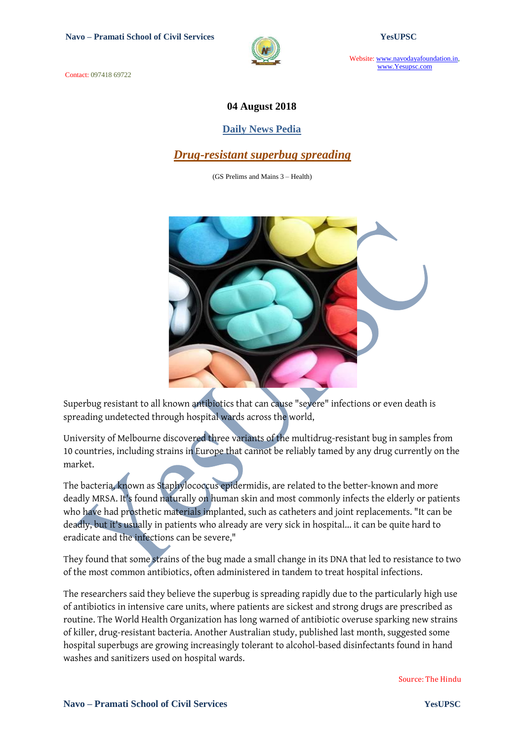**04 August 2018**

## Daily News Pedia

# *Drug-resistant superbug spreading*

(GS Prelims and Mains 3 – Health)

Superbug resistant to all known antibiotics that can cause "severe" infections or even death is spreading undetected through hospital wards across the world,

University of Melbourne discovered three variants of the multidrug-resistant bug in samples from 10 countries, including strains in Europe that cannot be reliably tamed by any drug currently on the market.

The bacteria, known as Staphylococcus epidermidis, are related to the better-known and more deadly MRSA. It's found naturally on human skin and most commonly infects the elderly or patients who have had prosthetic materials implanted, such as catheters and joint replacements. "It can be deadly, but it's usually in patients who already are very sick in hospital... it can be quite hard to eradicate and the infections can be severe,"

They found that some strains of the bug made a small change in its DNA that led to resistance to two of the most common antibiotics, often administered in tandem to treat hospital infections.

The researchers said they believe the superbug is spreading rapidly due to the particularly high use of antibiotics in intensive care units, where patients are sickest and strong drugs are prescribed as routine. The World Health Organization has long warned of antibiotic overuse sparking new strains of killer, drug-resistant bacteria. Another Australian study, published last month, suggested some hospital superbugs are growing increasingly tolerant to alcohol-based disinfectants found in hand washes and sanitizers used on hospital wards.

Source: The Hindu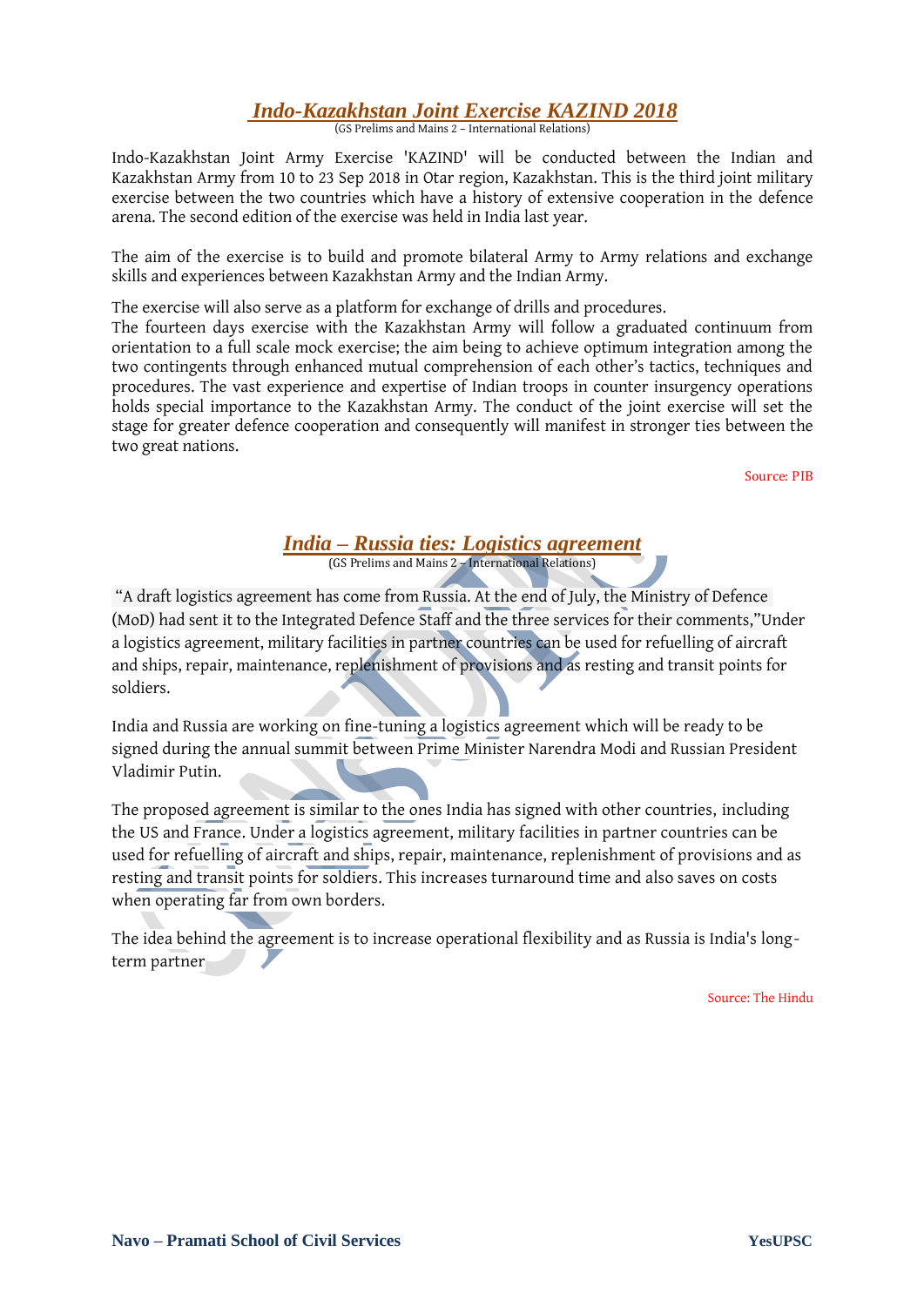## *Indo-Kazakhstan Joint Exercise KAZIND 2018*

(GS Prelims and Mains 2 – International Relations)

Indo-Kazakhstan Joint Army Exercise 'KAZIND' will be conducted between the Indian and Kazakhstan Army from 10 to 23 Sep 2018 in Otar region, Kazakhstan. This is the third joint military exercise between the two countries which have a history of extensive cooperation in the defence arena. The second edition of the exercise was held in India last year.

The aim of the exercise is to build and promote bilateral Army to Army relations and exchange skills and experiences between Kazakhstan Army and the Indian Army.

The exercise will also serve as a platform for exchange of drills and procedures.
The fourteen days exercise with the Kazakhstan Army will follow a graduated continuum from orientation to a full scale mock exercise; the aim being to achieve optimum integration among the two contingents through enhanced mutual comprehension of each other's tactics, techniques and procedures. The vast experience and expertise of Indian troops in counter insurgency operations holds special importance to the Kazakhstan Army. The conduct of the joint exercise will set the stage for greater defence cooperation and consequently will manifest in stronger ties between the two great nations.

Source: PIB

## *India – Russia ties: Logistics agreement*

(GS Prelims and Mains 2 – International Relations)

"A draft logistics agreement has come from Russia. At the end of July, the Ministry of Defence (MoD) had sent it to the Integrated Defence Staff and the three services for their comments,"Under a logistics agreement, military facilities in partner countries can be used for refuelling of aircraft and ships, repair, maintenance, replenishment of provisions and as resting and transit points for soldiers.

India and Russia are working on fine-tuning a logistics agreement which will be ready to be signed during the annual summit between Prime Minister Narendra Modi and Russian President Vladimir Putin.

The proposed agreement is similar to the ones India has signed with other countries, including the US and France. Under a logistics agreement, military facilities in partner countries can be used for refuelling of aircraft and ships, repair, maintenance, replenishment of provisions and as resting and transit points for soldiers. This increases turnaround time and also saves on costs when operating far from own borders.

The idea behind the agreement is to increase operational flexibility and as Russia is India's long-term partner

Source: The Hindu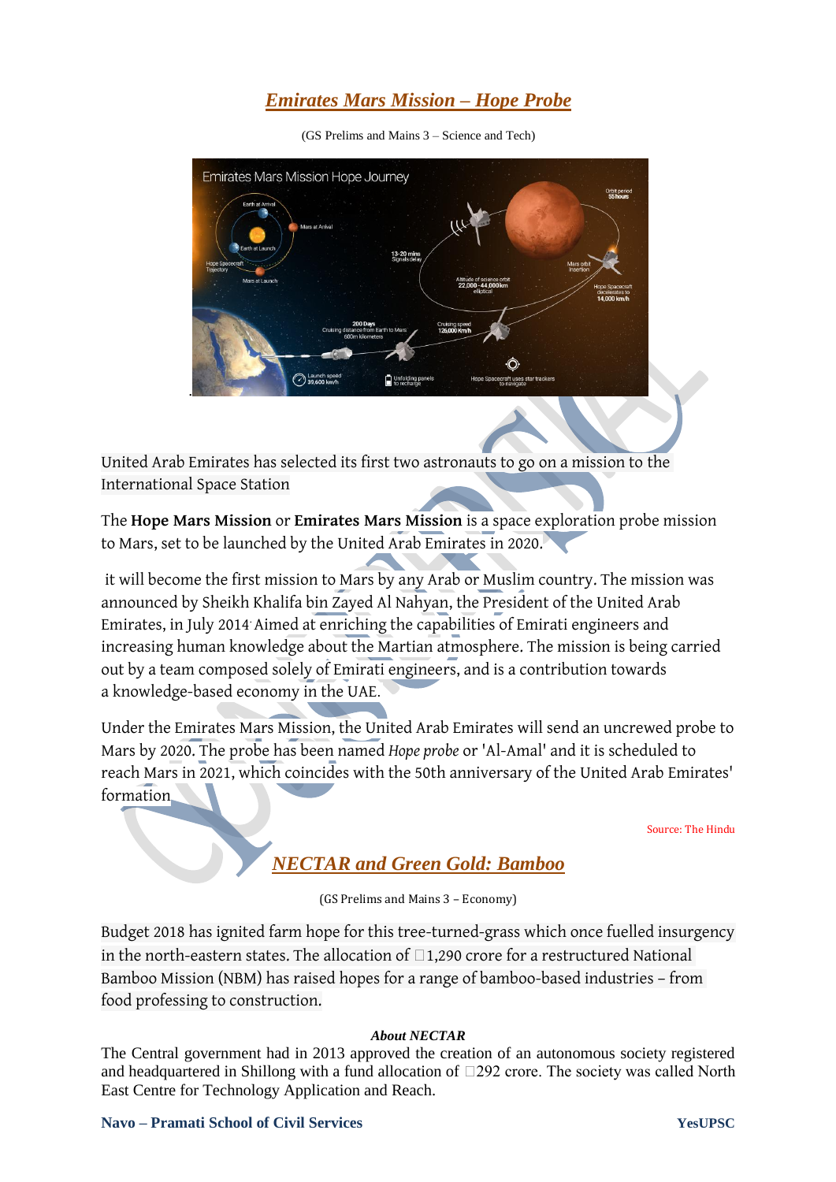## *Emirates Mars Mission – Hope Probe*

(GS Prelims and Mains 3 – Science and Tech)

United Arab Emirates has selected its first two astronauts to go on a mission to the International Space Station

The **Hope Mars Mission** or **Emirates Mars Mission** is a space exploration probe mission to Mars, set to be launched by the United Arab Emirates in 2020.

it will become the first mission to Mars by any Arab or Muslim country. The mission was announced by Sheikh Khalifa bin Zayed Al Nahyan, the President of the United Arab Emirates, in July 2014. Aimed at enriching the capabilities of Emirati engineers and increasing human knowledge about the Martian atmosphere. The mission is being carried out by a team composed solely of Emirati engineers, and is a contribution towards a knowledge-based economy in the UAE.

Under the Emirates Mars Mission, the United Arab Emirates will send an uncrewed probe to Mars by 2020. The probe has been named *Hope probe* or 'Al-Amal' and it is scheduled to reach Mars in 2021, which coincides with the 50th anniversary of the United Arab Emirates' formation

Source: The Hindu

## *NECTAR and Green Gold: Bamboo*

(GS Prelims and Mains 3 – Economy)

Budget 2018 has ignited farm hope for this tree-turned-grass which once fuelled insurgency in the north-eastern states. The allocation of ₹1,290 crore for a restructured National Bamboo Mission (NBM) has raised hopes for a range of bamboo-based industries – from food professing to construction.

***About NECTAR***

The Central government had in 2013 approved the creation of an autonomous society registered and headquartered in Shillong with a fund allocation of ₹292 crore. The society was called North East Centre for Technology Application and Reach.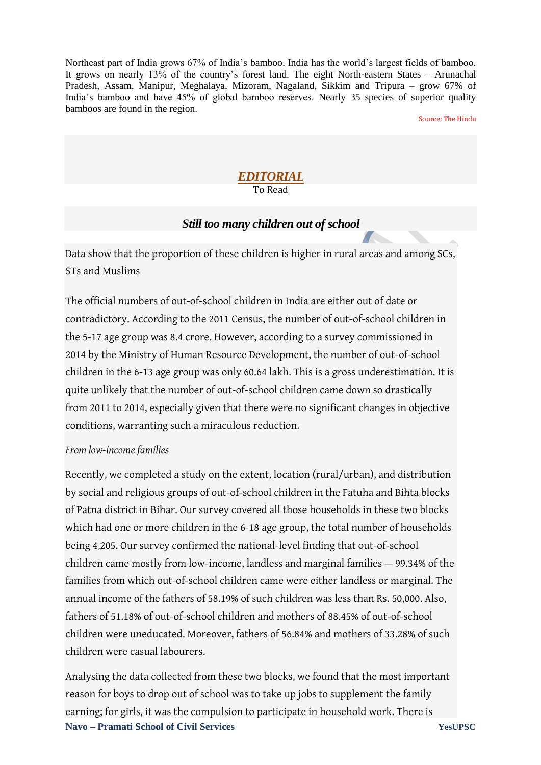Northeast part of India grows 67% of India's bamboo. India has the world's largest fields of bamboo. It grows on nearly 13% of the country's forest land. The eight North-eastern States – Arunachal Pradesh, Assam, Manipur, Meghalaya, Mizoram, Nagaland, Sikkim and Tripura – grow 67% of India's bamboo and have 45% of global bamboo reserves. Nearly 35 species of superior quality bamboos are found in the region.

Source: The Hindu

## *EDITORIAL*

To Read

### *Still too many children out of school*

Data show that the proportion of these children is higher in rural areas and among SCs, STs and Muslims

The official numbers of out-of-school children in India are either out of date or contradictory. According to the 2011 Census, the number of out-of-school children in the 5-17 age group was 8.4 crore. However, according to a survey commissioned in 2014 by the Ministry of Human Resource Development, the number of out-of-school children in the 6-13 age group was only 60.64 lakh. This is a gross underestimation. It is quite unlikely that the number of out-of-school children came down so drastically from 2011 to 2014, especially given that there were no significant changes in objective conditions, warranting such a miraculous reduction.

*From low-income families*

Recently, we completed a study on the extent, location (rural/urban), and distribution by social and religious groups of out-of-school children in the Fatuha and Bihta blocks of Patna district in Bihar. Our survey covered all those households in these two blocks which had one or more children in the 6-18 age group, the total number of households being 4,205. Our survey confirmed the national-level finding that out-of-school children came mostly from low-income, landless and marginal families — 99.34% of the families from which out-of-school children came were either landless or marginal. The annual income of the fathers of 58.19% of such children was less than Rs. 50,000. Also, fathers of 51.18% of out-of-school children and mothers of 88.45% of out-of-school children were uneducated. Moreover, fathers of 56.84% and mothers of 33.28% of such children were casual labourers.

Analysing the data collected from these two blocks, we found that the most important reason for boys to drop out of school was to take up jobs to supplement the family earning; for girls, it was the compulsion to participate in household work. There is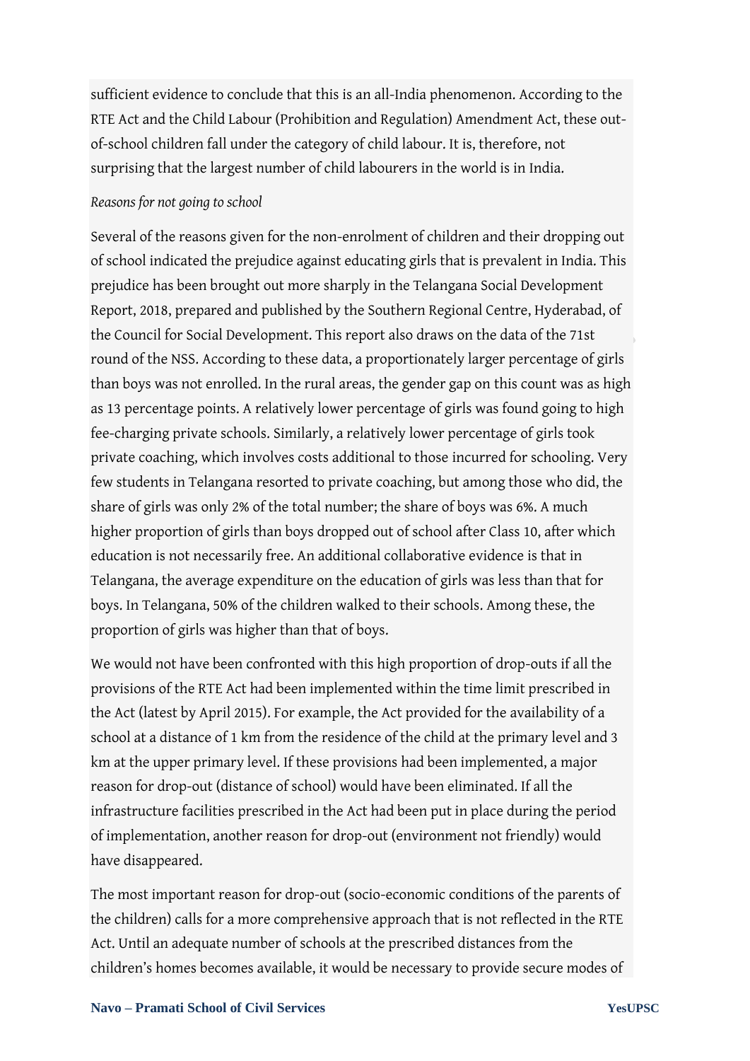sufficient evidence to conclude that this is an all-India phenomenon. According to the RTE Act and the Child Labour (Prohibition and Regulation) Amendment Act, these out-of-school children fall under the category of child labour. It is, therefore, not surprising that the largest number of child labourers in the world is in India.

*Reasons for not going to school*

Several of the reasons given for the non-enrolment of children and their dropping out of school indicated the prejudice against educating girls that is prevalent in India. This prejudice has been brought out more sharply in the Telangana Social Development Report, 2018, prepared and published by the Southern Regional Centre, Hyderabad, of the Council for Social Development. This report also draws on the data of the 71st round of the NSS. According to these data, a proportionately larger percentage of girls than boys was not enrolled. In the rural areas, the gender gap on this count was as high as 13 percentage points. A relatively lower percentage of girls was found going to high fee-charging private schools. Similarly, a relatively lower percentage of girls took private coaching, which involves costs additional to those incurred for schooling. Very few students in Telangana resorted to private coaching, but among those who did, the share of girls was only 2% of the total number; the share of boys was 6%. A much higher proportion of girls than boys dropped out of school after Class 10, after which education is not necessarily free. An additional collaborative evidence is that in Telangana, the average expenditure on the education of girls was less than that for boys. In Telangana, 50% of the children walked to their schools. Among these, the proportion of girls was higher than that of boys.

We would not have been confronted with this high proportion of drop-outs if all the provisions of the RTE Act had been implemented within the time limit prescribed in the Act (latest by April 2015). For example, the Act provided for the availability of a school at a distance of 1 km from the residence of the child at the primary level and 3 km at the upper primary level. If these provisions had been implemented, a major reason for drop-out (distance of school) would have been eliminated. If all the infrastructure facilities prescribed in the Act had been put in place during the period of implementation, another reason for drop-out (environment not friendly) would have disappeared.

The most important reason for drop-out (socio-economic conditions of the parents of the children) calls for a more comprehensive approach that is not reflected in the RTE Act. Until an adequate number of schools at the prescribed distances from the children's homes becomes available, it would be necessary to provide secure modes of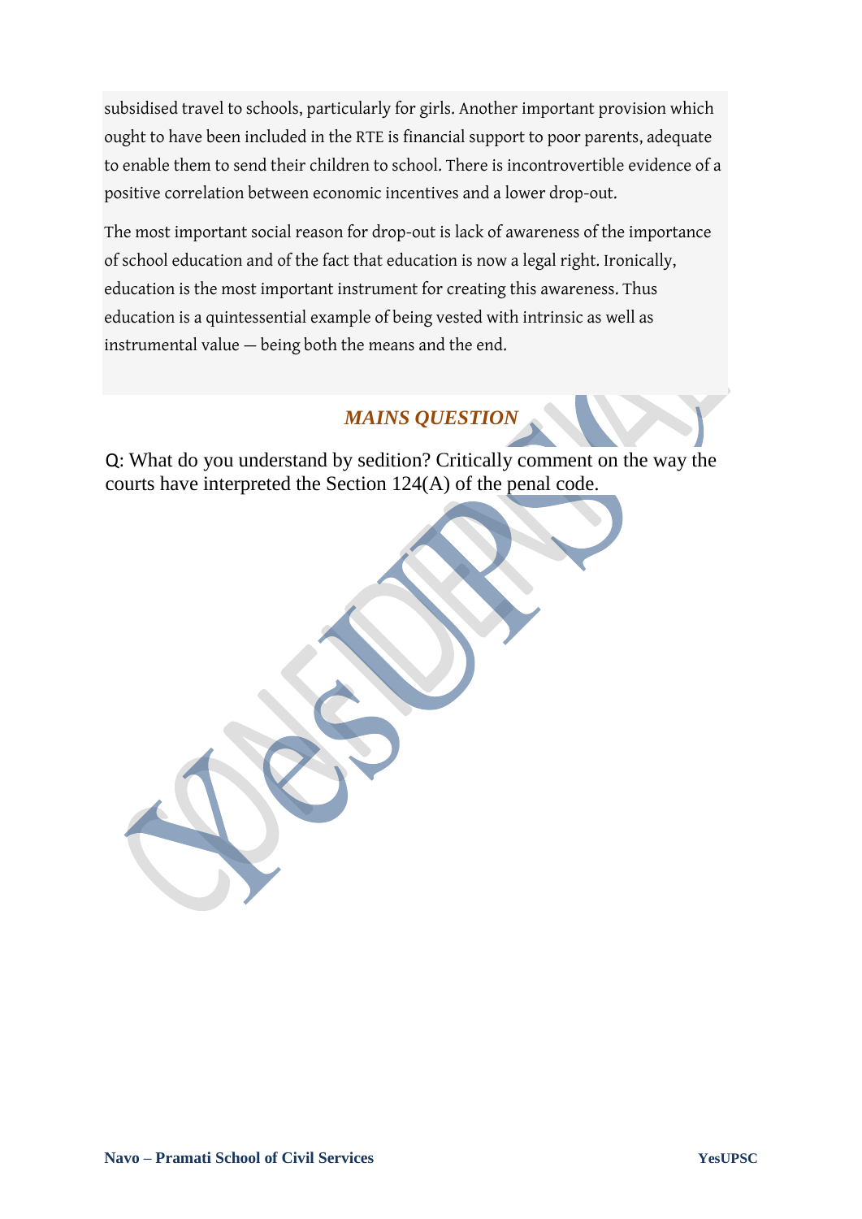subsidised travel to schools, particularly for girls. Another important provision which ought to have been included in the RTE is financial support to poor parents, adequate to enable them to send their children to school. There is incontrovertible evidence of a positive correlation between economic incentives and a lower drop-out.

The most important social reason for drop-out is lack of awareness of the importance of school education and of the fact that education is now a legal right. Ironically, education is the most important instrument for creating this awareness. Thus education is a quintessential example of being vested with intrinsic as well as instrumental value — being both the means and the end.

## *MAINS QUESTION*

Q: What do you understand by sedition? Critically comment on the way the courts have interpreted the Section 124(A) of the penal code.